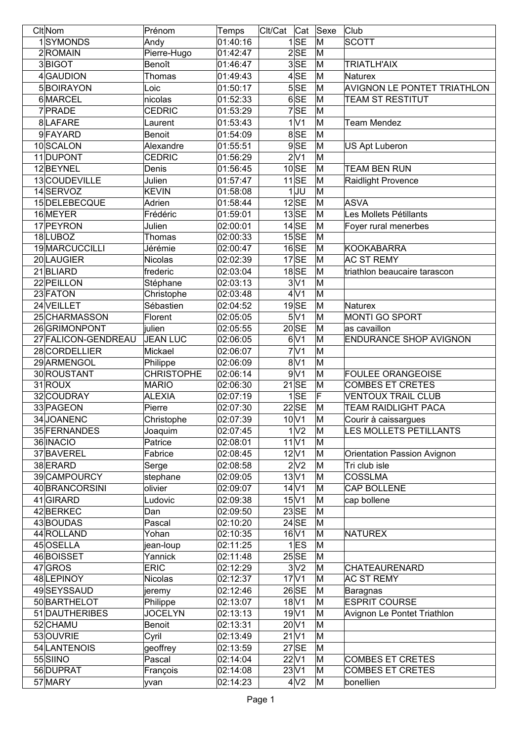| Clt | Nom | Prénom | Temps | Clt/Cat | Cat | Sexe | Club |
|---|---|---|---|---|---|---|---|
| 1 | SYMONDS | Andy | 01:40:16 | 1 | SE | M | SCOTT |
| 2 | ROMAIN | Pierre-Hugo | 01:42:47 | 2 | SE | M | |
| 3 | BIGOT | Benoît | 01:46:47 | 3 | SE | M | TRIATLH'AIX |
| 4 | GAUDION | Thomas | 01:49:43 | 4 | SE | M | Naturex |
| 5 | BOIRAYON | Loic | 01:50:17 | 5 | SE | M | AVIGNON LE PONTET TRIATHLON |
| 6 | MARCEL | nicolas | 01:52:33 | 6 | SE | M | TEAM ST RESTITUT |
| 7 | PRADE | CEDRIC | 01:53:29 | 7 | SE | M | |
| 8 | LAFARE | Laurent | 01:53:43 | 1 | V1 | M | Team Mendez |
| 9 | FAYARD | Benoit | 01:54:09 | 8 | SE | M | |
| 10 | SCALON | Alexandre | 01:55:51 | 9 | SE | M | US Apt Luberon |
| 11 | DUPONT | CEDRIC | 01:56:29 | 2 | V1 | M | |
| 12 | BEYNEL | Denis | 01:56:45 | 10 | SE | M | TEAM BEN RUN |
| 13 | COUDEVILLE | Julien | 01:57:47 | 11 | SE | M | Raidlight Provence |
| 14 | SERVOZ | KEVIN | 01:58:08 | 1 | JU | M | |
| 15 | DELEBECQUE | Adrien | 01:58:44 | 12 | SE | M | ASVA |
| 16 | MEYER | Frédéric | 01:59:01 | 13 | SE | M | Les Mollets Pétillants |
| 17 | PEYRON | Julien | 02:00:01 | 14 | SE | M | Foyer rural menerbes |
| 18 | LUBOZ | Thomas | 02:00:33 | 15 | SE | M | |
| 19 | MARCUCCILLI | Jérémie | 02:00:47 | 16 | SE | M | KOOKABARRA |
| 20 | LAUGIER | Nicolas | 02:02:39 | 17 | SE | M | AC ST REMY |
| 21 | BLIARD | frederic | 02:03:04 | 18 | SE | M | triathlon beaucaire tarascon |
| 22 | PEILLON | Stéphane | 02:03:13 | 3 | V1 | M | |
| 23 | FATON | Christophe | 02:03:48 | 4 | V1 | M | |
| 24 | VEILLET | Sébastien | 02:04:52 | 19 | SE | M | Naturex |
| 25 | CHARMASSON | Florent | 02:05:05 | 5 | V1 | M | MONTI GO SPORT |
| 26 | GRIMONPONT | julien | 02:05:55 | 20 | SE | M | as cavaillon |
| 27 | FALICON-GENDREAU | JEAN LUC | 02:06:05 | 6 | V1 | M | ENDURANCE SHOP AVIGNON |
| 28 | CORDELLIER | Mickael | 02:06:07 | 7 | V1 | M | |
| 29 | ARMENGOL | Philippe | 02:06:09 | 8 | V1 | M | |
| 30 | ROUSTANT | CHRISTOPHE | 02:06:14 | 9 | V1 | M | FOULEE ORANGEOISE |
| 31 | ROUX | MARIO | 02:06:30 | 21 | SE | M | COMBES ET CRETES |
| 32 | COUDRAY | ALEXIA | 02:07:19 | 1 | SE | F | VENTOUX TRAIL CLUB |
| 33 | PAGEON | Pierre | 02:07:30 | 22 | SE | M | TEAM RAIDLIGHT PACA |
| 34 | JOANENC | Christophe | 02:07:39 | 10 | V1 | M | Courir à caissargues |
| 35 | FERNANDES | Joaquim | 02:07:45 | 1 | V2 | M | LES MOLLETS PETILLANTS |
| 36 | INACIO | Patrice | 02:08:01 | 11 | V1 | M | |
| 37 | BAVEREL | Fabrice | 02:08:45 | 12 | V1 | M | Orientation Passion Avignon |
| 38 | ERARD | Serge | 02:08:58 | 2 | V2 | M | Tri club isle |
| 39 | CAMPOURCY | stephane | 02:09:05 | 13 | V1 | M | COSSLMA |
| 40 | BRANCORSINI | olivier | 02:09:07 | 14 | V1 | M | CAP BOLLENE |
| 41 | GIRARD | Ludovic | 02:09:38 | 15 | V1 | M | cap bollene |
| 42 | BERKEC | Dan | 02:09:50 | 23 | SE | M | |
| 43 | BOUDAS | Pascal | 02:10:20 | 24 | SE | M | |
| 44 | ROLLAND | Yohan | 02:10:35 | 16 | V1 | M | NATUREX |
| 45 | OSELLA | jean-loup | 02:11:25 | 1 | ES | M | |
| 46 | BOISSET | Yannick | 02:11:48 | 25 | SE | M | |
| 47 | GROS | ERIC | 02:12:29 | 3 | V2 | M | CHATEAURENARD |
| 48 | LEPINOY | Nicolas | 02:12:37 | 17 | V1 | M | AC ST REMY |
| 49 | SEYSSAUD | jeremy | 02:12:46 | 26 | SE | M | Baragnas |
| 50 | BARTHELOT | Philippe | 02:13:07 | 18 | V1 | M | ESPRIT COURSE |
| 51 | DAUTHERIBES | JOCELYN | 02:13:13 | 19 | V1 | M | Avignon Le Pontet Triathlon |
| 52 | CHAMU | Benoit | 02:13:31 | 20 | V1 | M | |
| 53 | OUVRIE | Cyril | 02:13:49 | 21 | V1 | M | |
| 54 | LANTENOIS | geoffrey | 02:13:59 | 27 | SE | M | |
| 55 | SIINO | Pascal | 02:14:04 | 22 | V1 | M | COMBES ET CRETES |
| 56 | DUPRAT | François | 02:14:08 | 23 | V1 | M | COMBES ET CRETES |
| 57 | MARY | yvan | 02:14:23 | 4 | V2 | M | bonellien |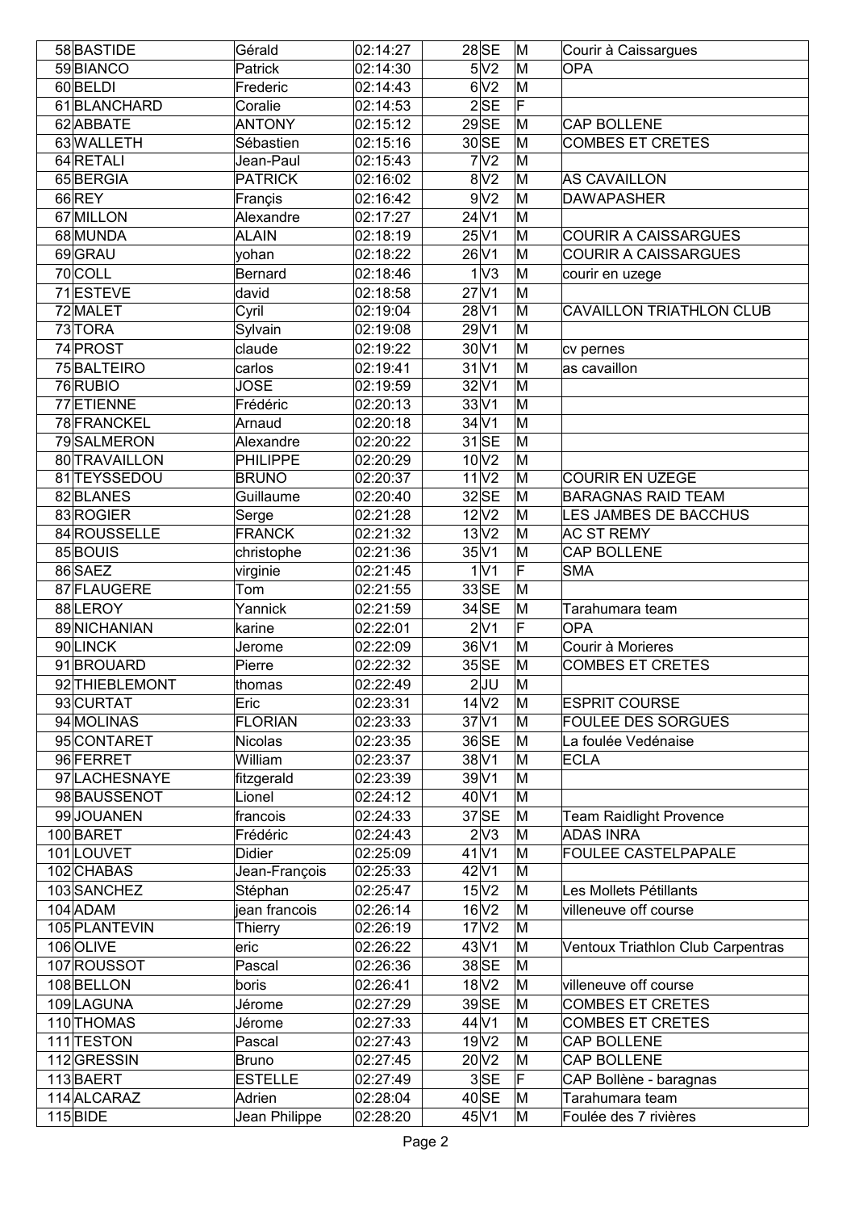| | | | | | | | |
|---|---|---|---|---|---|---|---|
| 58 | BASTIDE | Gérald | 02:14:27 | 28 | SE | M | Courir à Caissargues |
| 59 | BIANCO | Patrick | 02:14:30 | 5 | V2 | M | OPA |
| 60 | BELDI | Frederic | 02:14:43 | 6 | V2 | M | |
| 61 | BLANCHARD | Coralie | 02:14:53 | 2 | SE | F | |
| 62 | ABBATE | ANTONY | 02:15:12 | 29 | SE | M | CAP BOLLENE |
| 63 | WALLETH | Sébastien | 02:15:16 | 30 | SE | M | COMBES ET CRETES |
| 64 | RETALI | Jean-Paul | 02:15:43 | 7 | V2 | M | |
| 65 | BERGIA | PATRICK | 02:16:02 | 8 | V2 | M | AS CAVAILLON |
| 66 | REY | Françis | 02:16:42 | 9 | V2 | M | DAWAPASHER |
| 67 | MILLON | Alexandre | 02:17:27 | 24 | V1 | M | |
| 68 | MUNDA | ALAIN | 02:18:19 | 25 | V1 | M | COURIR A CAISSARGUES |
| 69 | GRAU | yohan | 02:18:22 | 26 | V1 | M | COURIR A CAISSARGUES |
| 70 | COLL | Bernard | 02:18:46 | 1 | V3 | M | courir en uzege |
| 71 | ESTEVE | david | 02:18:58 | 27 | V1 | M | |
| 72 | MALET | Cyril | 02:19:04 | 28 | V1 | M | CAVAILLON TRIATHLON CLUB |
| 73 | TORA | Sylvain | 02:19:08 | 29 | V1 | M | |
| 74 | PROST | claude | 02:19:22 | 30 | V1 | M | cv pernes |
| 75 | BALTEIRO | carlos | 02:19:41 | 31 | V1 | M | as cavaillon |
| 76 | RUBIO | JOSE | 02:19:59 | 32 | V1 | M | |
| 77 | ETIENNE | Frédéric | 02:20:13 | 33 | V1 | M | |
| 78 | FRANCKEL | Arnaud | 02:20:18 | 34 | V1 | M | |
| 79 | SALMERON | Alexandre | 02:20:22 | 31 | SE | M | |
| 80 | TRAVAILLON | PHILIPPE | 02:20:29 | 10 | V2 | M | |
| 81 | TEYSSEDOU | BRUNO | 02:20:37 | 11 | V2 | M | COURIR EN UZEGE |
| 82 | BLANES | Guillaume | 02:20:40 | 32 | SE | M | BARAGNAS RAID TEAM |
| 83 | ROGIER | Serge | 02:21:28 | 12 | V2 | M | LES JAMBES DE BACCHUS |
| 84 | ROUSSELLE | FRANCK | 02:21:32 | 13 | V2 | M | AC ST REMY |
| 85 | BOUIS | christophe | 02:21:36 | 35 | V1 | M | CAP BOLLENE |
| 86 | SAEZ | virginie | 02:21:45 | 1 | V1 | F | SMA |
| 87 | FLAUGERE | Tom | 02:21:55 | 33 | SE | M | |
| 88 | LEROY | Yannick | 02:21:59 | 34 | SE | M | Tarahumara team |
| 89 | NICHANIAN | karine | 02:22:01 | 2 | V1 | F | OPA |
| 90 | LINCK | Jerome | 02:22:09 | 36 | V1 | M | Courir à Morieres |
| 91 | BROUARD | Pierre | 02:22:32 | 35 | SE | M | COMBES ET CRETES |
| 92 | THIEBLEMONT | thomas | 02:22:49 | 2 | JU | M | |
| 93 | CURTAT | Eric | 02:23:31 | 14 | V2 | M | ESPRIT COURSE |
| 94 | MOLINAS | FLORIAN | 02:23:33 | 37 | V1 | M | FOULEE DES SORGUES |
| 95 | CONTARET | Nicolas | 02:23:35 | 36 | SE | M | La foulée Vedénaise |
| 96 | FERRET | William | 02:23:37 | 38 | V1 | M | ECLA |
| 97 | LACHESNAYE | fitzgerald | 02:23:39 | 39 | V1 | M | |
| 98 | BAUSSENOT | Lionel | 02:24:12 | 40 | V1 | M | |
| 99 | JOUANEN | francois | 02:24:33 | 37 | SE | M | Team Raidlight Provence |
| 100 | BARET | Frédéric | 02:24:43 | 2 | V3 | M | ADAS INRA |
| 101 | LOUVET | Didier | 02:25:09 | 41 | V1 | M | FOULEE CASTELPAPALE |
| 102 | CHABAS | Jean-François | 02:25:33 | 42 | V1 | M | |
| 103 | SANCHEZ | Stéphan | 02:25:47 | 15 | V2 | M | Les Mollets Pétillants |
| 104 | ADAM | jean francois | 02:26:14 | 16 | V2 | M | villeneuve off course |
| 105 | PLANTEVIN | Thierry | 02:26:19 | 17 | V2 | M | |
| 106 | OLIVE | eric | 02:26:22 | 43 | V1 | M | Ventoux Triathlon Club Carpentras |
| 107 | ROUSSOT | Pascal | 02:26:36 | 38 | SE | M | |
| 108 | BELLON | boris | 02:26:41 | 18 | V2 | M | villeneuve off course |
| 109 | LAGUNA | Jérome | 02:27:29 | 39 | SE | M | COMBES ET CRETES |
| 110 | THOMAS | Jérome | 02:27:33 | 44 | V1 | M | COMBES ET CRETES |
| 111 | TESTON | Pascal | 02:27:43 | 19 | V2 | M | CAP BOLLENE |
| 112 | GRESSIN | Bruno | 02:27:45 | 20 | V2 | M | CAP BOLLENE |
| 113 | BAERT | ESTELLE | 02:27:49 | 3 | SE | F | CAP Bollène - baragnas |
| 114 | ALCARAZ | Adrien | 02:28:04 | 40 | SE | M | Tarahumara team |
| 115 | BIDE | Jean Philippe | 02:28:20 | 45 | V1 | M | Foulée des 7 rivières |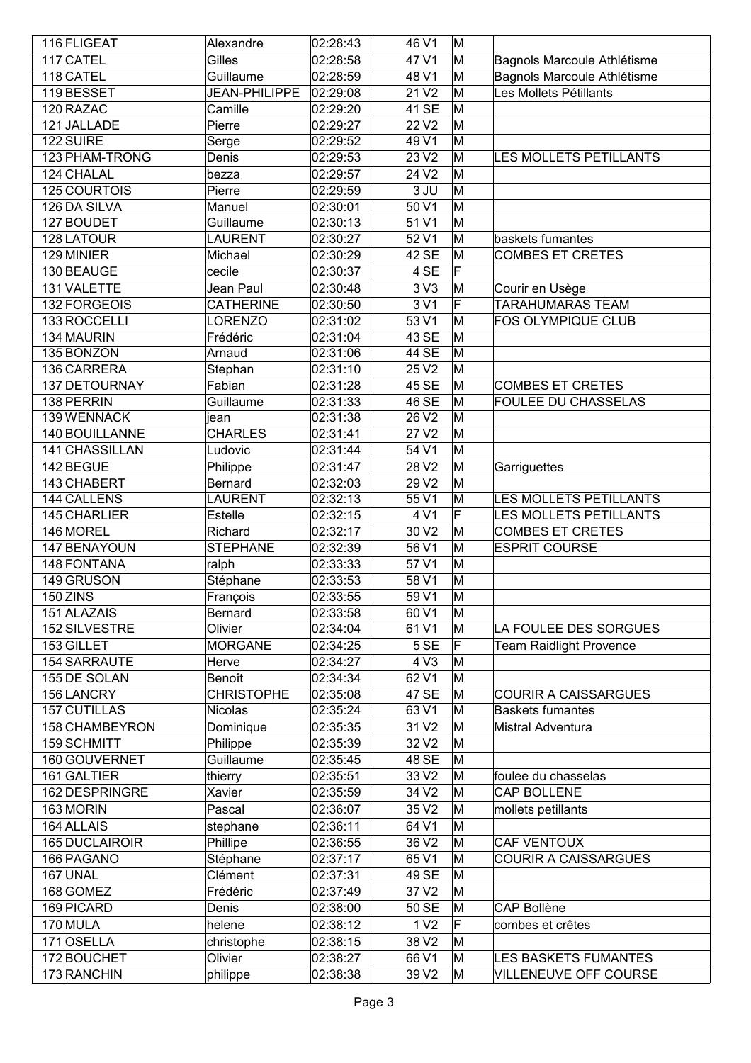| 116 | FLIGEAT | Alexandre | 02:28:43 | 46 | V1 | M | |
|---|---|---|---|---|---|---|---|
| 117 | CATEL | Gilles | 02:28:58 | 47 | V1 | M | Bagnols Marcoule Athlétisme |
| 118 | CATEL | Guillaume | 02:28:59 | 48 | V1 | M | Bagnols Marcoule Athlétisme |
| 119 | BESSET | JEAN-PHILIPPE | 02:29:08 | 21 | V2 | M | Les Mollets Pétillants |
| 120 | RAZAC | Camille | 02:29:20 | 41 | SE | M | |
| 121 | JALLADE | Pierre | 02:29:27 | 22 | V2 | M | |
| 122 | SUIRE | Serge | 02:29:52 | 49 | V1 | M | |
| 123 | PHAM-TRONG | Denis | 02:29:53 | 23 | V2 | M | LES MOLLETS PETILLANTS |
| 124 | CHALAL | bezza | 02:29:57 | 24 | V2 | M | |
| 125 | COURTOIS | Pierre | 02:29:59 | 3 | JU | M | |
| 126 | DA SILVA | Manuel | 02:30:01 | 50 | V1 | M | |
| 127 | BOUDET | Guillaume | 02:30:13 | 51 | V1 | M | |
| 128 | LATOUR | LAURENT | 02:30:27 | 52 | V1 | M | baskets fumantes |
| 129 | MINIER | Michael | 02:30:29 | 42 | SE | M | COMBES ET CRETES |
| 130 | BEAUGE | cecile | 02:30:37 | 4 | SE | F | |
| 131 | VALETTE | Jean Paul | 02:30:48 | 3 | V3 | M | Courir en Usège |
| 132 | FORGEOIS | CATHERINE | 02:30:50 | 3 | V1 | F | TARAHUMARAS TEAM |
| 133 | ROCCELLI | LORENZO | 02:31:02 | 53 | V1 | M | FOS OLYMPIQUE CLUB |
| 134 | MAURIN | Frédéric | 02:31:04 | 43 | SE | M | |
| 135 | BONZON | Arnaud | 02:31:06 | 44 | SE | M | |
| 136 | CARRERA | Stephan | 02:31:10 | 25 | V2 | M | |
| 137 | DETOURNAY | Fabian | 02:31:28 | 45 | SE | M | COMBES ET CRETES |
| 138 | PERRIN | Guillaume | 02:31:33 | 46 | SE | M | FOULEE DU CHASSELAS |
| 139 | WENNACK | jean | 02:31:38 | 26 | V2 | M | |
| 140 | BOUILLANNE | CHARLES | 02:31:41 | 27 | V2 | M | |
| 141 | CHASSILLAN | Ludovic | 02:31:44 | 54 | V1 | M | |
| 142 | BEGUE | Philippe | 02:31:47 | 28 | V2 | M | Garriguettes |
| 143 | CHABERT | Bernard | 02:32:03 | 29 | V2 | M | |
| 144 | CALLENS | LAURENT | 02:32:13 | 55 | V1 | M | LES MOLLETS PETILLANTS |
| 145 | CHARLIER | Estelle | 02:32:15 | 4 | V1 | F | LES MOLLETS PETILLANTS |
| 146 | MOREL | Richard | 02:32:17 | 30 | V2 | M | COMBES ET CRETES |
| 147 | BENAYOUN | STEPHANE | 02:32:39 | 56 | V1 | M | ESPRIT COURSE |
| 148 | FONTANA | ralph | 02:33:33 | 57 | V1 | M | |
| 149 | GRUSON | Stéphane | 02:33:53 | 58 | V1 | M | |
| 150 | ZINS | François | 02:33:55 | 59 | V1 | M | |
| 151 | ALAZAIS | Bernard | 02:33:58 | 60 | V1 | M | |
| 152 | SILVESTRE | Olivier | 02:34:04 | 61 | V1 | M | LA FOULEE DES SORGUES |
| 153 | GILLET | MORGANE | 02:34:25 | 5 | SE | F | Team Raidlight Provence |
| 154 | SARRAUTE | Herve | 02:34:27 | 4 | V3 | M | |
| 155 | DE SOLAN | Benoît | 02:34:34 | 62 | V1 | M | |
| 156 | LANCRY | CHRISTOPHE | 02:35:08 | 47 | SE | M | COURIR A CAISSARGUES |
| 157 | CUTILLAS | Nicolas | 02:35:24 | 63 | V1 | M | Baskets fumantes |
| 158 | CHAMBEYRON | Dominique | 02:35:35 | 31 | V2 | M | Mistral Adventura |
| 159 | SCHMITT | Philippe | 02:35:39 | 32 | V2 | M | |
| 160 | GOUVERNET | Guillaume | 02:35:45 | 48 | SE | M | |
| 161 | GALTIER | thierry | 02:35:51 | 33 | V2 | M | foulee du chasselas |
| 162 | DESPRINGRE | Xavier | 02:35:59 | 34 | V2 | M | CAP BOLLENE |
| 163 | MORIN | Pascal | 02:36:07 | 35 | V2 | M | mollets petillants |
| 164 | ALLAIS | stephane | 02:36:11 | 64 | V1 | M | |
| 165 | DUCLAIROIR | Phillipe | 02:36:55 | 36 | V2 | M | CAF VENTOUX |
| 166 | PAGANO | Stéphane | 02:37:17 | 65 | V1 | M | COURIR A CAISSARGUES |
| 167 | UNAL | Clément | 02:37:31 | 49 | SE | M | |
| 168 | GOMEZ | Frédéric | 02:37:49 | 37 | V2 | M | |
| 169 | PICARD | Denis | 02:38:00 | 50 | SE | M | CAP Bollène |
| 170 | MULA | helene | 02:38:12 | 1 | V2 | F | combes et crêtes |
| 171 | OSELLA | christophe | 02:38:15 | 38 | V2 | M | |
| 172 | BOUCHET | Olivier | 02:38:27 | 66 | V1 | M | LES BASKETS FUMANTES |
| 173 | RANCHIN | philippe | 02:38:38 | 39 | V2 | M | VILLENEUVE OFF COURSE |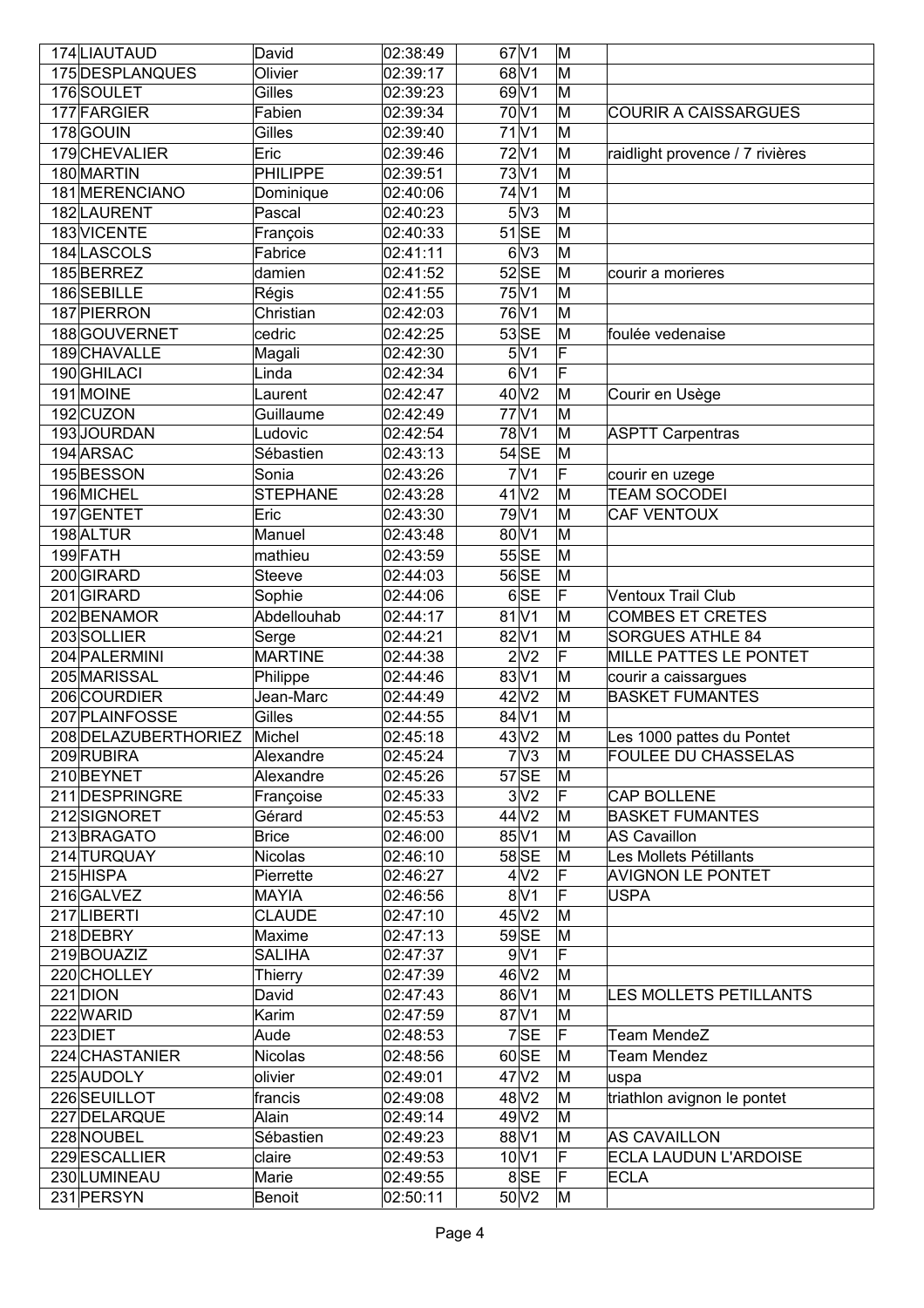| | | | | | | |
|---|---|---|---|---|---|---|
| 174 | LIAUTAUD | David | 02:38:49 | 67 | V1 | M | |
| 175 | DESPLANQUES | Olivier | 02:39:17 | 68 | V1 | M | |
| 176 | SOULET | Gilles | 02:39:23 | 69 | V1 | M | |
| 177 | FARGIER | Fabien | 02:39:34 | 70 | V1 | M | COURIR A CAISSARGUES |
| 178 | GOUIN | Gilles | 02:39:40 | 71 | V1 | M | |
| 179 | CHEVALIER | Eric | 02:39:46 | 72 | V1 | M | raidlight provence / 7 rivières |
| 180 | MARTIN | PHILIPPE | 02:39:51 | 73 | V1 | M | |
| 181 | MERENCIANO | Dominique | 02:40:06 | 74 | V1 | M | |
| 182 | LAURENT | Pascal | 02:40:23 | 5 | V3 | M | |
| 183 | VICENTE | François | 02:40:33 | 51 | SE | M | |
| 184 | LASCOLS | Fabrice | 02:41:11 | 6 | V3 | M | |
| 185 | BERREZ | damien | 02:41:52 | 52 | SE | M | courir a morieres |
| 186 | SEBILLE | Régis | 02:41:55 | 75 | V1 | M | |
| 187 | PIERRON | Christian | 02:42:03 | 76 | V1 | M | |
| 188 | GOUVERNET | cedric | 02:42:25 | 53 | SE | M | foulée vedenaise |
| 189 | CHAVALLE | Magali | 02:42:30 | 5 | V1 | F | |
| 190 | GHILACI | Linda | 02:42:34 | 6 | V1 | F | |
| 191 | MOINE | Laurent | 02:42:47 | 40 | V2 | M | Courir en Usège |
| 192 | CUZON | Guillaume | 02:42:49 | 77 | V1 | M | |
| 193 | JOURDAN | Ludovic | 02:42:54 | 78 | V1 | M | ASPTT Carpentras |
| 194 | ARSAC | Sébastien | 02:43:13 | 54 | SE | M | |
| 195 | BESSON | Sonia | 02:43:26 | 7 | V1 | F | courir en uzege |
| 196 | MICHEL | STEPHANE | 02:43:28 | 41 | V2 | M | TEAM SOCODEI |
| 197 | GENTET | Eric | 02:43:30 | 79 | V1 | M | CAF VENTOUX |
| 198 | ALTUR | Manuel | 02:43:48 | 80 | V1 | M | |
| 199 | FATH | mathieu | 02:43:59 | 55 | SE | M | |
| 200 | GIRARD | Steeve | 02:44:03 | 56 | SE | M | |
| 201 | GIRARD | Sophie | 02:44:06 | 6 | SE | F | Ventoux Trail Club |
| 202 | BENAMOR | Abdellouhab | 02:44:17 | 81 | V1 | M | COMBES ET CRETES |
| 203 | SOLLIER | Serge | 02:44:21 | 82 | V1 | M | SORGUES ATHLE 84 |
| 204 | PALERMINI | MARTINE | 02:44:38 | 2 | V2 | F | MILLE PATTES LE PONTET |
| 205 | MARISSAL | Philippe | 02:44:46 | 83 | V1 | M | courir a caissargues |
| 206 | COURDIER | Jean-Marc | 02:44:49 | 42 | V2 | M | BASKET FUMANTES |
| 207 | PLAINFOSSE | Gilles | 02:44:55 | 84 | V1 | M | |
| 208 | DELAZUBERTHORIEZ | Michel | 02:45:18 | 43 | V2 | M | Les 1000 pattes du Pontet |
| 209 | RUBIRA | Alexandre | 02:45:24 | 7 | V3 | M | FOULEE DU CHASSELAS |
| 210 | BEYNET | Alexandre | 02:45:26 | 57 | SE | M | |
| 211 | DESPRINGRE | Françoise | 02:45:33 | 3 | V2 | F | CAP BOLLENE |
| 212 | SIGNORET | Gérard | 02:45:53 | 44 | V2 | M | BASKET FUMANTES |
| 213 | BRAGATO | Brice | 02:46:00 | 85 | V1 | M | AS Cavaillon |
| 214 | TURQUAY | Nicolas | 02:46:10 | 58 | SE | M | Les Mollets Pétillants |
| 215 | HISPA | Pierrette | 02:46:27 | 4 | V2 | F | AVIGNON LE PONTET |
| 216 | GALVEZ | MAYIA | 02:46:56 | 8 | V1 | F | USPA |
| 217 | LIBERTI | CLAUDE | 02:47:10 | 45 | V2 | M | |
| 218 | DEBRY | Maxime | 02:47:13 | 59 | SE | M | |
| 219 | BOUAZIZ | SALIHA | 02:47:37 | 9 | V1 | F | |
| 220 | CHOLLEY | Thierry | 02:47:39 | 46 | V2 | M | |
| 221 | DION | David | 02:47:43 | 86 | V1 | M | LES MOLLETS PETILLANTS |
| 222 | WARID | Karim | 02:47:59 | 87 | V1 | M | |
| 223 | DIET | Aude | 02:48:53 | 7 | SE | F | Team MendeZ |
| 224 | CHASTANIER | Nicolas | 02:48:56 | 60 | SE | M | Team Mendez |
| 225 | AUDOLY | olivier | 02:49:01 | 47 | V2 | M | uspa |
| 226 | SEUILLOT | francis | 02:49:08 | 48 | V2 | M | triathlon avignon le pontet |
| 227 | DELARQUE | Alain | 02:49:14 | 49 | V2 | M | |
| 228 | NOUBEL | Sébastien | 02:49:23 | 88 | V1 | M | AS CAVAILLON |
| 229 | ESCALLIER | claire | 02:49:53 | 10 | V1 | F | ECLA LAUDUN L'ARDOISE |
| 230 | LUMINEAU | Marie | 02:49:55 | 8 | SE | F | ECLA |
| 231 | PERSYN | Benoit | 02:50:11 | 50 | V2 | M | |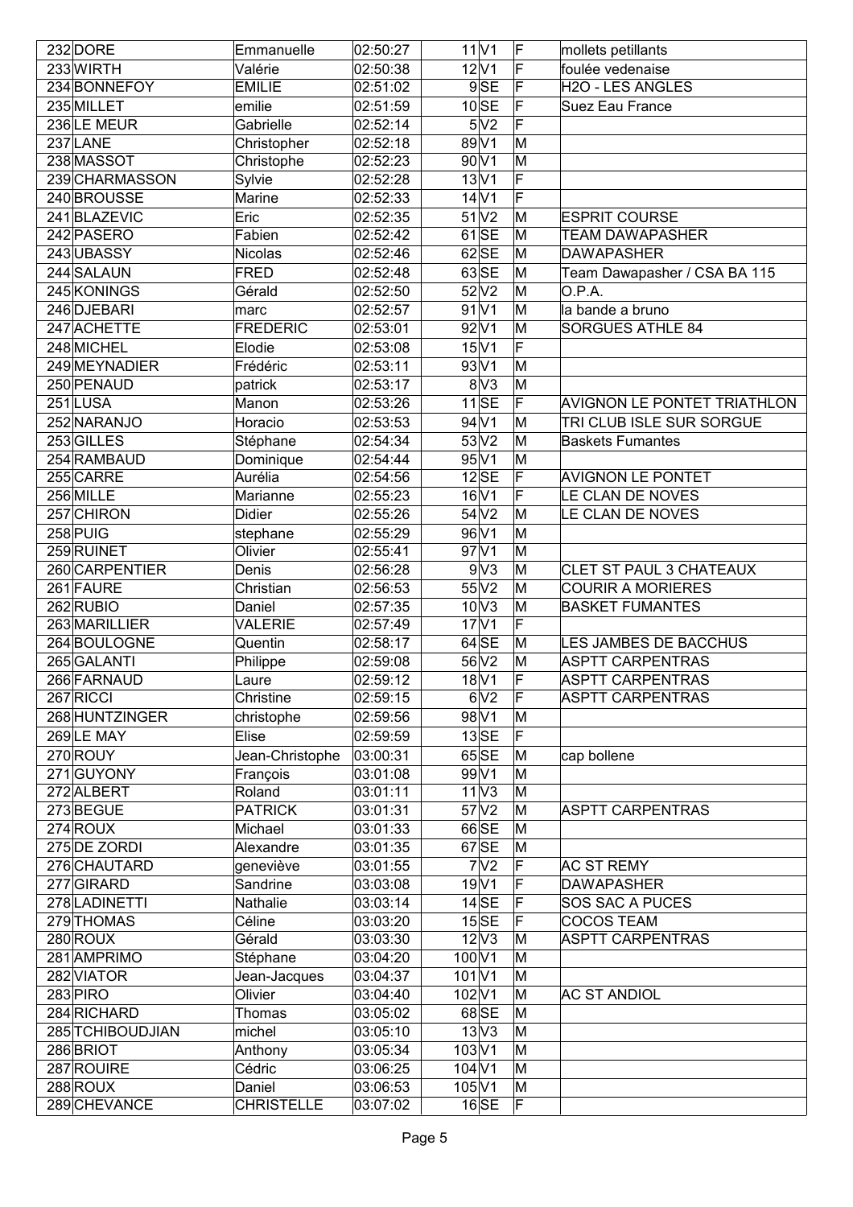| 232 | DORE | Emmanuelle | 02:50:27 | 11 | V1 | F | mollets petillants |
|---|---|---|---|---|---|---|---|
| 233 | WIRTH | Valérie | 02:50:38 | 12 | V1 | F | foulée vedenaise |
| 234 | BONNEFOY | EMILIE | 02:51:02 | 9 | SE | F | H2O - LES ANGLES |
| 235 | MILLET | emilie | 02:51:59 | 10 | SE | F | Suez Eau France |
| 236 | LE MEUR | Gabrielle | 02:52:14 | 5 | V2 | F | |
| 237 | LANE | Christopher | 02:52:18 | 89 | V1 | M | |
| 238 | MASSOT | Christophe | 02:52:23 | 90 | V1 | M | |
| 239 | CHARMASSON | Sylvie | 02:52:28 | 13 | V1 | F | |
| 240 | BROUSSE | Marine | 02:52:33 | 14 | V1 | F | |
| 241 | BLAZEVIC | Eric | 02:52:35 | 51 | V2 | M | ESPRIT COURSE |
| 242 | PASERO | Fabien | 02:52:42 | 61 | SE | M | TEAM DAWAPASHER |
| 243 | UBASSY | Nicolas | 02:52:46 | 62 | SE | M | DAWAPASHER |
| 244 | SALAUN | FRED | 02:52:48 | 63 | SE | M | Team Dawapasher / CSA BA 115 |
| 245 | KONINGS | Gérald | 02:52:50 | 52 | V2 | M | O.P.A. |
| 246 | DJEBARI | marc | 02:52:57 | 91 | V1 | M | la bande a bruno |
| 247 | ACHETTE | FREDERIC | 02:53:01 | 92 | V1 | M | SORGUES ATHLE 84 |
| 248 | MICHEL | Elodie | 02:53:08 | 15 | V1 | F | |
| 249 | MEYNADIER | Frédéric | 02:53:11 | 93 | V1 | M | |
| 250 | PENAUD | patrick | 02:53:17 | 8 | V3 | M | |
| 251 | LUSA | Manon | 02:53:26 | 11 | SE | F | AVIGNON LE PONTET TRIATHLON |
| 252 | NARANJO | Horacio | 02:53:53 | 94 | V1 | M | TRI CLUB ISLE SUR SORGUE |
| 253 | GILLES | Stéphane | 02:54:34 | 53 | V2 | M | Baskets Fumantes |
| 254 | RAMBAUD | Dominique | 02:54:44 | 95 | V1 | M | |
| 255 | CARRE | Aurélia | 02:54:56 | 12 | SE | F | AVIGNON LE PONTET |
| 256 | MILLE | Marianne | 02:55:23 | 16 | V1 | F | LE CLAN DE NOVES |
| 257 | CHIRON | Didier | 02:55:26 | 54 | V2 | M | LE CLAN DE NOVES |
| 258 | PUIG | stephane | 02:55:29 | 96 | V1 | M | |
| 259 | RUINET | Olivier | 02:55:41 | 97 | V1 | M | |
| 260 | CARPENTIER | Denis | 02:56:28 | 9 | V3 | M | CLET ST PAUL 3 CHATEAUX |
| 261 | FAURE | Christian | 02:56:53 | 55 | V2 | M | COURIR A MORIERES |
| 262 | RUBIO | Daniel | 02:57:35 | 10 | V3 | M | BASKET FUMANTES |
| 263 | MARILLIER | VALERIE | 02:57:49 | 17 | V1 | F | |
| 264 | BOULOGNE | Quentin | 02:58:17 | 64 | SE | M | LES JAMBES DE BACCHUS |
| 265 | GALANTI | Philippe | 02:59:08 | 56 | V2 | M | ASPTT CARPENTRAS |
| 266 | FARNAUD | Laure | 02:59:12 | 18 | V1 | F | ASPTT CARPENTRAS |
| 267 | RICCI | Christine | 02:59:15 | 6 | V2 | F | ASPTT CARPENTRAS |
| 268 | HUNTZINGER | christophe | 02:59:56 | 98 | V1 | M | |
| 269 | LE MAY | Elise | 02:59:59 | 13 | SE | F | |
| 270 | ROUY | Jean-Christophe | 03:00:31 | 65 | SE | M | cap bollene |
| 271 | GUYONY | François | 03:01:08 | 99 | V1 | M | |
| 272 | ALBERT | Roland | 03:01:11 | 11 | V3 | M | |
| 273 | BEGUE | PATRICK | 03:01:31 | 57 | V2 | M | ASPTT CARPENTRAS |
| 274 | ROUX | Michael | 03:01:33 | 66 | SE | M | |
| 275 | DE ZORDI | Alexandre | 03:01:35 | 67 | SE | M | |
| 276 | CHAUTARD | geneviève | 03:01:55 | 7 | V2 | F | AC ST REMY |
| 277 | GIRARD | Sandrine | 03:03:08 | 19 | V1 | F | DAWAPASHER |
| 278 | LADINETTI | Nathalie | 03:03:14 | 14 | SE | F | SOS SAC A PUCES |
| 279 | THOMAS | Céline | 03:03:20 | 15 | SE | F | COCOS TEAM |
| 280 | ROUX | Gérald | 03:03:30 | 12 | V3 | M | ASPTT CARPENTRAS |
| 281 | AMPRIMO | Stéphane | 03:04:20 | 100 | V1 | M | |
| 282 | VIATOR | Jean-Jacques | 03:04:37 | 101 | V1 | M | |
| 283 | PIRO | Olivier | 03:04:40 | 102 | V1 | M | AC ST ANDIOL |
| 284 | RICHARD | Thomas | 03:05:02 | 68 | SE | M | |
| 285 | TCHIBOUDJIAN | michel | 03:05:10 | 13 | V3 | M | |
| 286 | BRIOT | Anthony | 03:05:34 | 103 | V1 | M | |
| 287 | ROUIRE | Cédric | 03:06:25 | 104 | V1 | M | |
| 288 | ROUX | Daniel | 03:06:53 | 105 | V1 | M | |
| 289 | CHEVANCE | CHRISTELLE | 03:07:02 | 16 | SE | F | |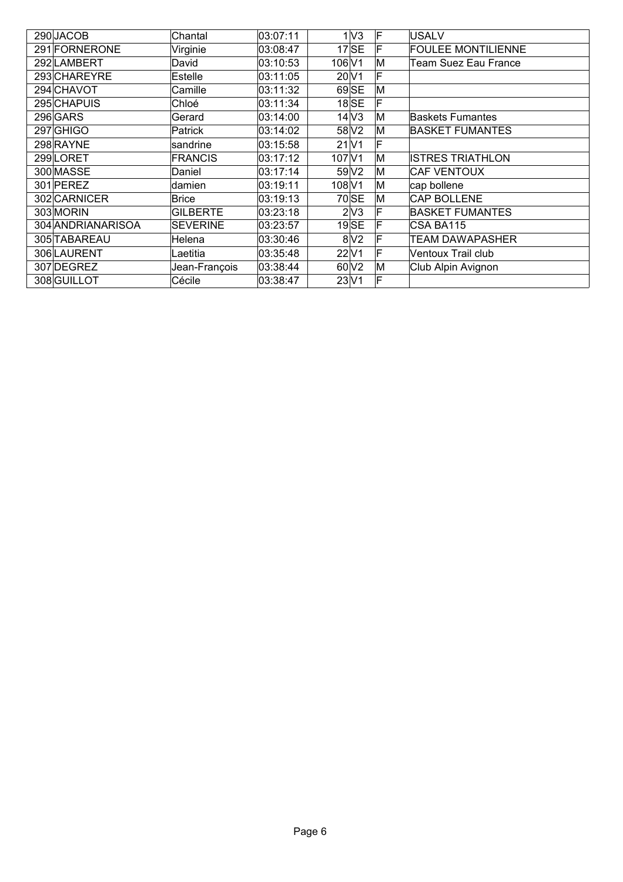| | | | | | | | |
|---|---|---|---|---|---|---|---|
| 290 | JACOB | Chantal | 03:07:11 | 1 | V3 | F | USALV |
| 291 | FORNERONE | Virginie | 03:08:47 | 17 | SE | F | FOULEE MONTILIENNE |
| 292 | LAMBERT | David | 03:10:53 | 106 | V1 | M | Team Suez Eau France |
| 293 | CHAREYRE | Estelle | 03:11:05 | 20 | V1 | F | |
| 294 | CHAVOT | Camille | 03:11:32 | 69 | SE | M | |
| 295 | CHAPUIS | Chloé | 03:11:34 | 18 | SE | F | |
| 296 | GARS | Gerard | 03:14:00 | 14 | V3 | M | Baskets Fumantes |
| 297 | GHIGO | Patrick | 03:14:02 | 58 | V2 | M | BASKET FUMANTES |
| 298 | RAYNE | sandrine | 03:15:58 | 21 | V1 | F | |
| 299 | LORET | FRANCIS | 03:17:12 | 107 | V1 | M | ISTRES TRIATHLON |
| 300 | MASSE | Daniel | 03:17:14 | 59 | V2 | M | CAF VENTOUX |
| 301 | PEREZ | damien | 03:19:11 | 108 | V1 | M | cap bollene |
| 302 | CARNICER | Brice | 03:19:13 | 70 | SE | M | CAP BOLLENE |
| 303 | MORIN | GILBERTE | 03:23:18 | 2 | V3 | F | BASKET FUMANTES |
| 304 | ANDRIANARISOA | SEVERINE | 03:23:57 | 19 | SE | F | CSA BA115 |
| 305 | TABAREAU | Helena | 03:30:46 | 8 | V2 | F | TEAM DAWAPASHER |
| 306 | LAURENT | Laetitia | 03:35:48 | 22 | V1 | F | Ventoux Trail club |
| 307 | DEGREZ | Jean-François | 03:38:44 | 60 | V2 | M | Club Alpin Avignon |
| 308 | GUILLOT | Cécile | 03:38:47 | 23 | V1 | F | |